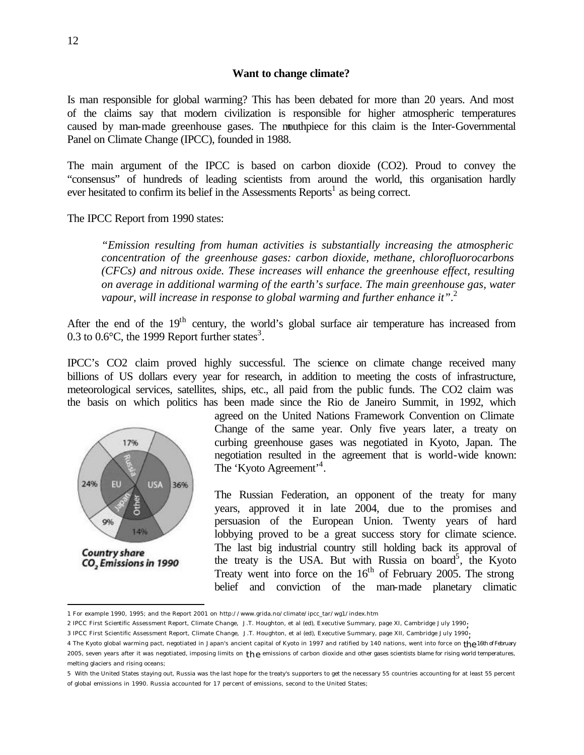**Want to change climate?**

Is man responsible for global warming? This has been debated for more than 20 years. And most of the claims say that modern civilization is responsible for higher atmospheric temperatures caused by man-made greenhouse gases. The mouthpiece for this claim is the Inter-Governmental Panel on Climate Change (IPCC), founded in 1988.

The main argument of the IPCC is based on carbon dioxide (CO2). Proud to convey the "consensus" of hundreds of leading scientists from around the world, this organisation hardly ever hesitated to confirm its belief in the Assessments Reports[1] as being correct.

The IPCC Report from 1990 states:

> *"Emission resulting from human activities is substantially increasing the atmospheric concentration of the greenhouse gases: carbon dioxide, methane, chlorofluorocarbons (CFCs) and nitrous oxide. These increases will enhance the greenhouse effect, resulting on average in additional warming of the earth's surface. The main greenhouse gas, water vapour, will increase in response to global warming and further enhance it".*[2]

After the end of the 19th century, the world's global surface air temperature has increased from 0.3 to 0.6°C, the 1999 Report further states[3].

IPCC's CO2 claim proved highly successful. The science on climate change received many billions of US dollars every year for research, in addition to meeting the costs of infrastructure, meteorological services, satellites, ships, etc., all paid from the public funds. The CO2 claim was the basis on which politics has been made since the Rio de Janeiro Summit, in 1992, which agreed on the United Nations Framework Convention on Climate Change of the same year. Only five years later, a treaty on curbing greenhouse gases was negotiated in Kyoto, Japan. The negotiation resulted in the agreement that is world-wide known: The 'Kyoto Agreement'[4].

Country share $CO_2$ Emissions in 1990

The Russian Federation, an opponent of the treaty for many years, approved it in late 2004, due to the promises and persuasion of the European Union. Twenty years of hard lobbying proved to be a great success story for climate science. The last big industrial country still holding back its approval of the treaty is the USA. But with Russia on board[5], the Kyoto Treaty went into force on the 16th of February 2005. The strong belief and conviction of the man-made planetary climatic

---

1 For example 1990, 1995; and the Report 2001 on http://www.grida.no/climate/ipcc_tar/wg1/index.htm

2 IPCC First Scientific Assessment Report, Climate Change, J.T. Houghton, et al (ed), Executive Summary, page XI, Cambridge July 1990;

3 IPCC First Scientific Assessment Report, Climate Change, J.T. Houghton, et al (ed), Executive Summary, page XII, Cambridge July 1990;

4 The Kyoto global warming pact, negotiated in Japan's ancient capital of Kyoto in 1997 and ratified by 140 nations, went into force on the 16th of February 2005, seven years after it was negotiated, imposing limits on the emissions of carbon dioxide and other gases scientists blame for rising world temperatures, melting glaciers and rising oceans;

5 With the United States staying out, Russia was the last hope for the treaty's supporters to get the necessary 55 countries accounting for at least 55 percent of global emissions in 1990. Russia accounted for 17 percent of emissions, second to the United States;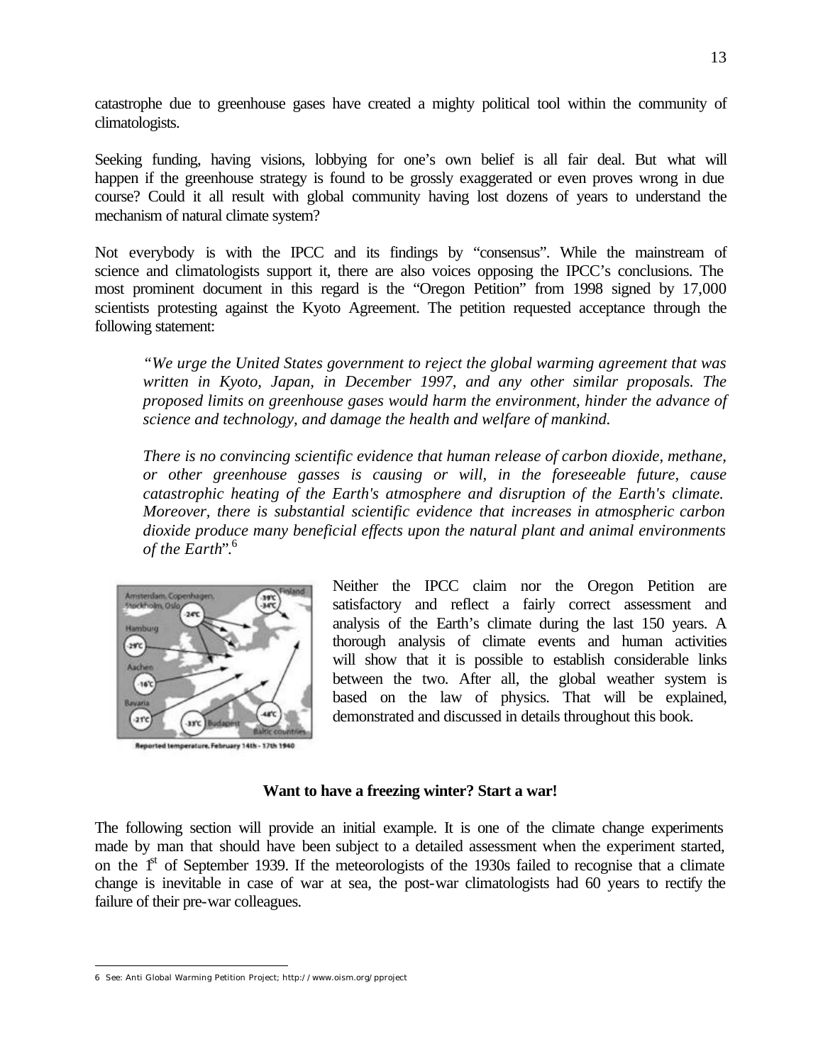catastrophe due to greenhouse gases have created a mighty political tool within the community of climatologists.

Seeking funding, having visions, lobbying for one's own belief is all fair deal. But what will happen if the greenhouse strategy is found to be grossly exaggerated or even proves wrong in due course? Could it all result with global community having lost dozens of years to understand the mechanism of natural climate system?

Not everybody is with the IPCC and its findings by "consensus". While the mainstream of science and climatologists support it, there are also voices opposing the IPCC's conclusions. The most prominent document in this regard is the "Oregon Petition" from 1998 signed by 17,000 scientists protesting against the Kyoto Agreement. The petition requested acceptance through the following statement:

> *"We urge the United States government to reject the global warming agreement that was written in Kyoto, Japan, in December 1997, and any other similar proposals. The proposed limits on greenhouse gases would harm the environment, hinder the advance of science and technology, and damage the health and welfare of mankind.*
>
> *There is no convincing scientific evidence that human release of carbon dioxide, methane, or other greenhouse gasses is causing or will, in the foreseeable future, cause catastrophic heating of the Earth's atmosphere and disruption of the Earth's climate. Moreover, there is substantial scientific evidence that increases in atmospheric carbon dioxide produce many beneficial effects upon the natural plant and animal environments of the Earth".*[6]

Reported temperature, February 14th - 17th 1940

Neither the IPCC claim nor the Oregon Petition are satisfactory and reflect a fairly correct assessment and analysis of the Earth's climate during the last 150 years. A thorough analysis of climate events and human activities will show that it is possible to establish considerable links between the two. After all, the global weather system is based on the law of physics. That will be explained, demonstrated and discussed in details throughout this book.

**Want to have a freezing winter? Start a war!**

The following section will provide an initial example. It is one of the climate change experiments made by man that should have been subject to a detailed assessment when the experiment started, on the 1st of September 1939. If the meteorologists of the 1930s failed to recognise that a climate change is inevitable in case of war at sea, the post-war climatologists had 60 years to rectify the failure of their pre-war colleagues.

---

6 See: Anti Global Warming Petition Project; http://www.oism.org/pproject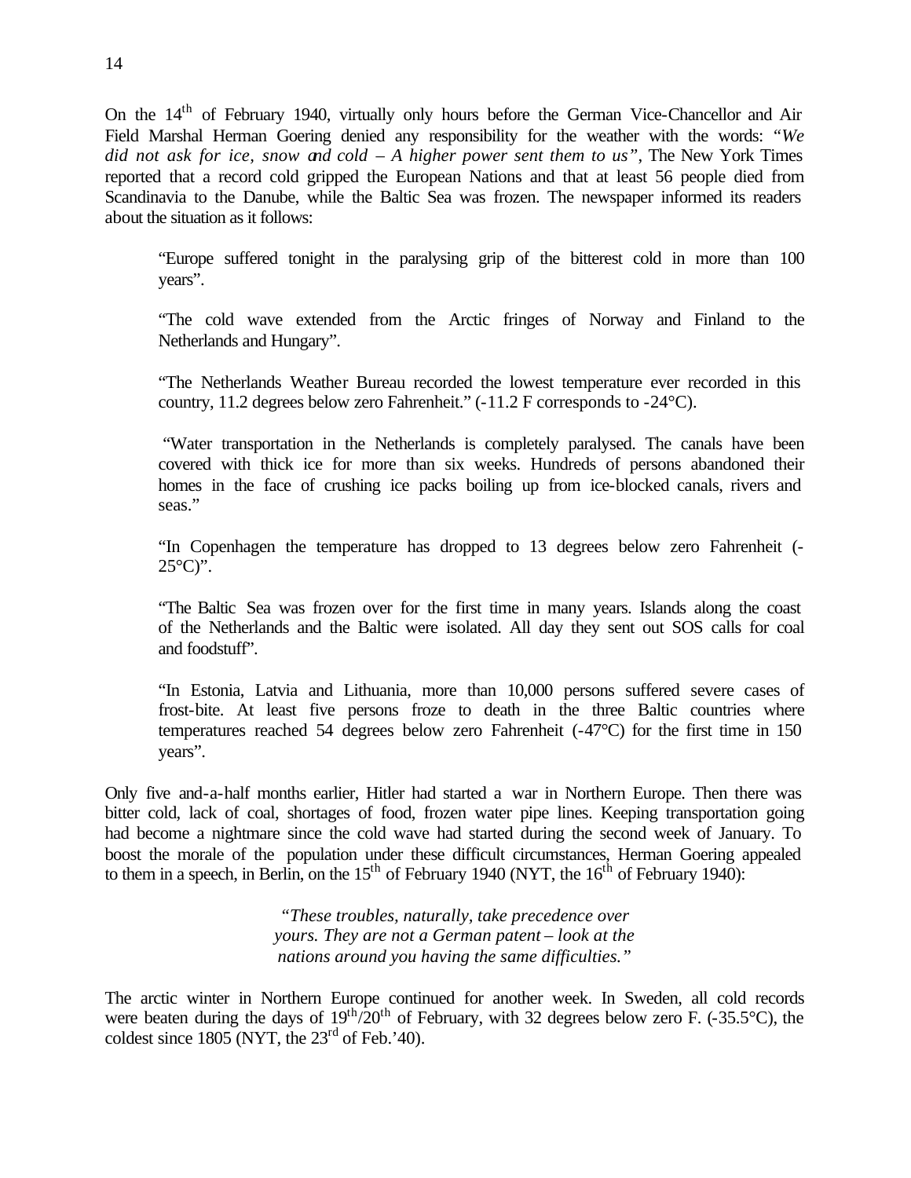On the 14th of February 1940, virtually only hours before the German Vice-Chancellor and Air Field Marshal Herman Goering denied any responsibility for the weather with the words: *"We did not ask for ice, snow and cold – A higher power sent them to us"*, The New York Times reported that a record cold gripped the European Nations and that at least 56 people died from Scandinavia to the Danube, while the Baltic Sea was frozen. The newspaper informed its readers about the situation as it follows:

> "Europe suffered tonight in the paralysing grip of the bitterest cold in more than 100 years".
>
> "The cold wave extended from the Arctic fringes of Norway and Finland to the Netherlands and Hungary".
>
> "The Netherlands Weather Bureau recorded the lowest temperature ever recorded in this country, 11.2 degrees below zero Fahrenheit." (-11.2 F corresponds to -24°C).
>
> "Water transportation in the Netherlands is completely paralysed. The canals have been covered with thick ice for more than six weeks. Hundreds of persons abandoned their homes in the face of crushing ice packs boiling up from ice-blocked canals, rivers and seas."
>
> "In Copenhagen the temperature has dropped to 13 degrees below zero Fahrenheit (-25°C)".
>
> "The Baltic Sea was frozen over for the first time in many years. Islands along the coast of the Netherlands and the Baltic were isolated. All day they sent out SOS calls for coal and foodstuff".
>
> "In Estonia, Latvia and Lithuania, more than 10,000 persons suffered severe cases of frost-bite. At least five persons froze to death in the three Baltic countries where temperatures reached 54 degrees below zero Fahrenheit (-47°C) for the first time in 150 years".

Only five and-a-half months earlier, Hitler had started a war in Northern Europe. Then there was bitter cold, lack of coal, shortages of food, frozen water pipe lines. Keeping transportation going had become a nightmare since the cold wave had started during the second week of January. To boost the morale of the population under these difficult circumstances, Herman Goering appealed to them in a speech, in Berlin, on the 15th of February 1940 (NYT, the 16th of February 1940):

> *"These troubles, naturally, take precedence over yours. They are not a German patent – look at the nations around you having the same difficulties."*

The arctic winter in Northern Europe continued for another week. In Sweden, all cold records were beaten during the days of 19th/20th of February, with 32 degrees below zero F. (-35.5°C), the coldest since 1805 (NYT, the 23rd of Feb.'40).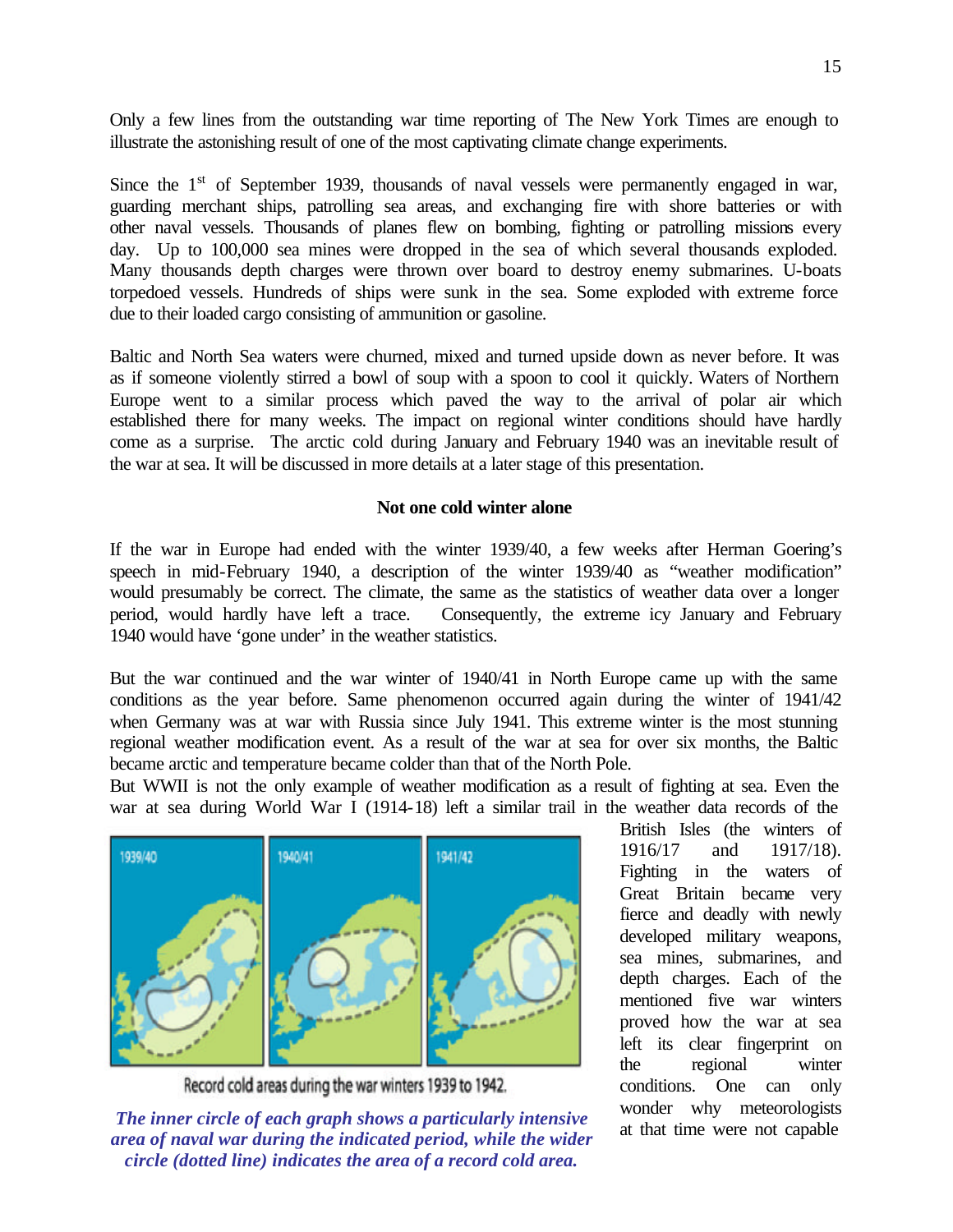Only a few lines from the outstanding war time reporting of The New York Times are enough to illustrate the astonishing result of one of the most captivating climate change experiments.

Since the 1st of September 1939, thousands of naval vessels were permanently engaged in war, guarding merchant ships, patrolling sea areas, and exchanging fire with shore batteries or with other naval vessels. Thousands of planes flew on bombing, fighting or patrolling missions every day. Up to 100,000 sea mines were dropped in the sea of which several thousands exploded. Many thousands depth charges were thrown over board to destroy enemy submarines. U-boats torpedoed vessels. Hundreds of ships were sunk in the sea. Some exploded with extreme force due to their loaded cargo consisting of ammunition or gasoline.

Baltic and North Sea waters were churned, mixed and turned upside down as never before. It was as if someone violently stirred a bowl of soup with a spoon to cool it quickly. Waters of Northern Europe went to a similar process which paved the way to the arrival of polar air which established there for many weeks. The impact on regional winter conditions should have hardly come as a surprise. The arctic cold during January and February 1940 was an inevitable result of the war at sea. It will be discussed in more details at a later stage of this presentation.

### Not one cold winter alone

If the war in Europe had ended with the winter 1939/40, a few weeks after Herman Goering's speech in mid-February 1940, a description of the winter 1939/40 as "weather modification" would presumably be correct. The climate, the same as the statistics of weather data over a longer period, would hardly have left a trace. Consequently, the extreme icy January and February 1940 would have 'gone under' in the weather statistics.

But the war continued and the war winter of 1940/41 in North Europe came up with the same conditions as the year before. Same phenomenon occurred again during the winter of 1941/42 when Germany was at war with Russia since July 1941. This extreme winter is the most stunning regional weather modification event. As a result of the war at sea for over six months, the Baltic became arctic and temperature became colder than that of the North Pole.

But WWII is not the only example of weather modification as a result of fighting at sea. Even the war at sea during World War I (1914-18) left a similar trail in the weather data records of the British Isles (the winters of 1916/17 and 1917/18). Fighting in the waters of Great Britain became very fierce and deadly with newly developed military weapons, sea mines, submarines, and depth charges. Each of the mentioned five war winters proved how the war at sea left its clear fingerprint on the regional winter conditions. One can only wonder why meteorologists at that time were not capable

1939/40 1940/41 1941/42

Record cold areas during the war winters 1939 to 1942.

***The inner circle of each graph shows a particularly intensive area of naval war during the indicated period, while the wider circle (dotted line) indicates the area of a record cold area.***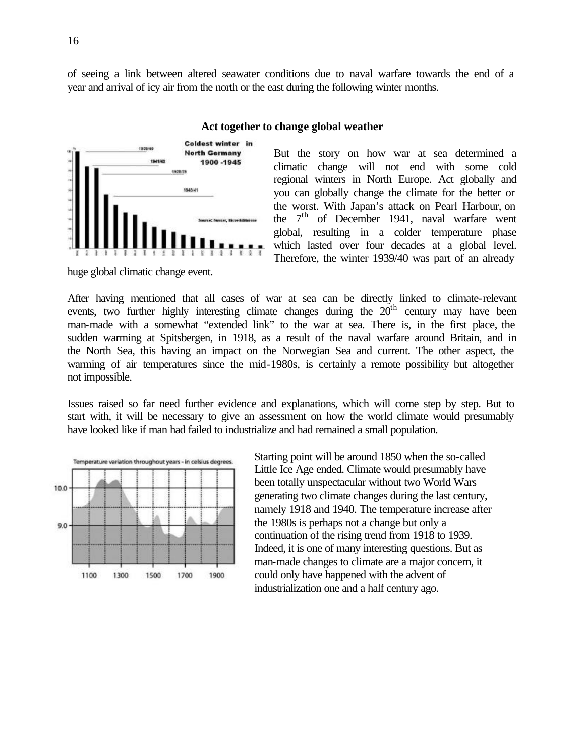of seeing a link between altered seawater conditions due to naval warfare towards the end of a year and arrival of icy air from the north or the east during the following winter months.

**Act together to change global weather**

Coldest winter in North Germany 1900 -1945

1939/40

1941/42

1928/29

1940/41

Source: Nusser, Eisverhältnisse

But the story on how war at sea determined a climatic change will not end with some cold regional winters in North Europe. Act globally and you can globally change the climate for the better or the worst. With Japan's attack on Pearl Harbour, on the 7th of December 1941, naval warfare went global, resulting in a colder temperature phase which lasted over four decades at a global level. Therefore, the winter 1939/40 was part of an already huge global climatic change event.

After having mentioned that all cases of war at sea can be directly linked to climate-relevant events, two further highly interesting climate changes during the 20th century may have been man-made with a somewhat "extended link" to the war at sea. There is, in the first place, the sudden warming at Spitsbergen, in 1918, as a result of the naval warfare around Britain, and in the North Sea, this having an impact on the Norwegian Sea and current. The other aspect, the warming of air temperatures since the mid-1980s, is certainly a remote possibility but altogether not impossible.

Issues raised so far need further evidence and explanations, which will come step by step. But to start with, it will be necessary to give an assessment on how the world climate would presumably have looked like if man had failed to industrialize and had remained a small population.

Temperature variation throughout years - in celsius degrees.

10.0

9.0

1100 1300 1500 1700 1900

Starting point will be around 1850 when the so-called Little Ice Age ended. Climate would presumably have been totally unspectacular without two World Wars generating two climate changes during the last century, namely 1918 and 1940. The temperature increase after the 1980s is perhaps not a change but only a continuation of the rising trend from 1918 to 1939. Indeed, it is one of many interesting questions. But as man-made changes to climate are a major concern, it could only have happened with the advent of industrialization one and a half century ago.